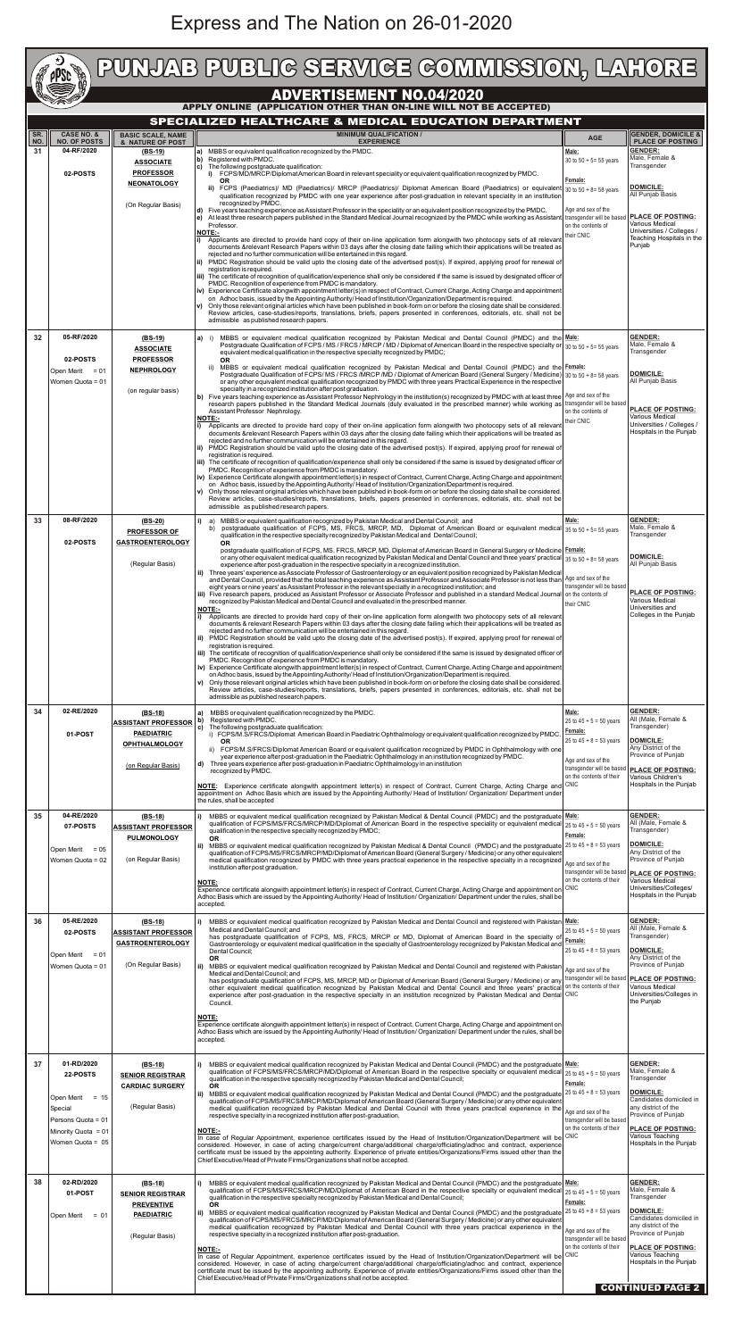# Express and The Nation on 26-01-2020

# PUNJAB PUBLIC SERVICE COMMISSION, LAHORE

## ADVERTISEMENT NO.04/2020

**APPLY ONLINE (APPLICATION OTHER THAN ON-LINE WILL NOT BE ACCEPTED)**

### SPECIALIZED HEALTHCARE & MEDICAL EDUCATION DEPARTMENT

| SR. NO. | CASE NO. & NO. OF POSTS | BASIC SCALE, NAME & NATURE OF POST | MINIMUM QUALIFICATION / EXPERIENCE | AGE | GENDER, DOMICILE & PLACE OF POSTING |
|---|---|---|---|---|---|
| 31 | 04-RF/2020<br><br>02-POSTS | (BS-19)<br>ASSOCIATE PROFESSOR NEONATOLOGY<br><br>(On Regular Basis) | a) MBBS or equivalent qualification recognized by the PMDC.<br>b) Registered with PMDC.<br>c) The following postgraduate qualification:<br>i) FCPS/MD/MRCP/Diplomat American Board in relevant speciality or equivalent qualification recognized by PMDC.<br>OR<br>ii) FCPS (Paediatrics)/ MD (Paediatrics)/ MRCP (Paediatrics)/ Diplomat American Board (Paediatrics) or equivalent qualification recognized by PMDC with one year experience after post-graduation in relevant speciality in an institution recognized by PMDC.<br>d) Five years teaching experience as Assistant Professor in the speciality or an equivalent position recognized by the PMDC.<br>e) At least three research papers published in the Standard Medical Journal recognized by the PMDC while working as Assistant Professor.<br>NOTE:-<br>i) Applicants are directed to provide hard copy of their on-line application form alongwith two photocopy sets of all relevant documents &relevant Research Papers within 03 days after the closing date failing which their applications will be treated as rejected and no further communication will be entertained in this regard.<br>ii) PMDC Registration should be valid upto the closing date of the advertised post(s). If expired, applying proof for renewal of registration is required.<br>iii) The certificate of recognition of qualification/experience shall only be considered if the same is issued by designated officer of PMDC. Recognition of experience from PMDC is mandatory.<br>iv) Experience Certificate alongwith appointment letter(s) in respect of Contract, Current Charge, Acting Charge and appointment on Adhoc basis, issued by the Appointing Authority/ Head of Institution/Organization/Department is required.<br>v) Only those relevant original articles which have been published in book-form on or before the closing date shall be considered. Review articles, case-studies/reports, translations, briefs, papers presented in conferences, editorials, etc. shall not be admissible as published research papers. | Male:<br>30 to 50 + 5= 55 years<br><br>Female:<br>30 to 50 + 8= 58 years<br><br>Age and sex of the transgender will be based on the contents of their CNIC | GENDER:<br>Male, Female & Transgender<br><br>DOMICILE:<br>All Punjab Basis<br><br>PLACE OF POSTING:<br>Various Medical Universities / Colleges / Teaching Hospitals in the Punjab |
| 32 | 05-RF/2020<br><br>02-POSTS<br>Open Merit = 01<br>Women Quota = 01 | (BS-19)<br>ASSOCIATE PROFESSOR NEPHROLOGY<br><br>(on regular basis) | a) i) MBBS or equivalent medical qualification recognized by Pakistan Medical and Dental Council (PMDC) and the Postgraduate Qualification of FCPS / MS / FRCS / MRCP / MD / Diplomat of American Board in the respective speciality or equivalent medical qualification in the respective speciality recognized by PMDC;<br>OR<br>ii) MBBS or equivalent medical qualification recognized by Pakistan Medical and Dental Council (PMDC) and the Postgraduate Qualification of FCPS/ MS / FRCS /MRCP / MD / Diplomat of American Board (General Surgery / Medicine) or any other equivalent medical qualification recognized by PMDC with three years Practical Experience in the respective specialty in a recognized institution after post graduation.<br>b) Five years teaching experience as Assistant Professor Nephrology in the institution(s) recognized by PMDC with at least three research papers published in the Standard Medical Journals (duly evaluated in the prescribed manner) while working as Assistant Professor Nephrology.<br>NOTE:-<br>i) Applicants are directed to provide hard copy of their on-line application form alongwith two photocopy sets of all relevant documents &relevant Research Papers within 03 days after the closing date failing which their applications will be treated as rejected and no further communication will be entertained in this regard.<br>ii) PMDC Registration should be valid upto the closing date of the advertised post(s). If expired, applying proof for renewal of registration is required.<br>iii) The certificate of recognition of qualification/experience shall only be considered if the same is issued by designated officer of PMDC. Recognition of experience from PMDC is mandatory.<br>iv) Experience Certificate alongwith appointment letter(s) in respect of Contract, Current Charge, Acting Charge and appointment on Adhoc basis, issued by the Appointing Authority/ Head of Institution/Organization/Department is required.<br>v) Only those relevant original articles which have been published in book-form on or before the closing date shall be considered. Review articles, case-studies/reports, translations, briefs, papers presented in conferences, editorials, etc. shall not be admissible as published research papers. | Male:<br>30 to 50 + 5= 55 years<br><br>Female:<br>30 to 50 + 8= 58 years<br><br>Age and sex of the transgender will be based on the contents of their CNIC | GENDER:<br>Male, Female & Transgender<br><br>DOMICILE:<br>All Punjab Basis<br><br>PLACE OF POSTING:<br>Various Medical Universities / Colleges / Hospitals in the Punjab |
| 33 | 08-RF/2020<br><br>02-POSTS | (BS-20)<br>PROFESSOR OF GASTROENTEROLOGY<br><br>(Regular Basis) | i) a) MBBS or equivalent qualification recognized by Pakistan Medical and Dental Council; and<br>b) postgraduate qualification of FCPS, MS, FRCS, MRCP, MD, Diplomat of American Board or equivalent medical qualification in the respective specialty recognized by Pakistan Medical and Dental Council;<br>OR<br>postgraduate qualification of FCPS, MS, FRCS, MRCP, MD, Diplomat of American Board in General Surgery or Medicine or any other equivalent medical qualification recognized by Pakistan Medical and Dental Council and three years' practical experience after post-graduation in the respective specialty in a recognized institution.<br>ii) Three years' experience as Associate Professor of Gastroenterology or an equivalent position recognized by Pakistan Medical and Dental Council, provided that the total teaching experience as Assistant Professor and Associate Professor is not less than eight years or nine years' as Assistant Professor in the relevant specialty in a recognized institution; and<br>iii) Five research papers, produced as Assistant Professor or Associate Professor and published in a standard Medical Journal recognized by Pakistan Medical and Dental Council and evaluated in the prescribed manner.<br>NOTE:-<br>i) Applicants are directed to provide hard copy of their on-line application form alongwith two photocopy sets of all relevant documents & relevant Research Papers within 03 days after the closing date failing which their applications will be treated as rejected and no further communication will be entertained in this regard.<br>ii) PMDC Registration should be valid upto the closing date of the advertised post(s). If expired, applying proof for renewal of registration is required.<br>iii) The certificate of recognition of qualification/experience shall only be considered if the same is issued by designated officer of PMDC. Recognition of experience from PMDC is mandatory.<br>iv) Experience Certificate alongwith appointment letter(s) in respect of Contract, Current Charge, Acting Charge and appointment on Adhoc basis, issued by the Appointing Authority/ Head of Institution/Organization/Department is required.<br>v) Only those relevant original articles which have been published in book-form on or before the closing date shall be considered. Review articles, case-studies/reports, translations, briefs, papers presented in conferences, editorials, etc. shall not be admissible as published research papers. | Male:<br>35 to 50 + 5= 55 years<br><br>Female:<br>35 to 50 + 8= 58 years<br><br>Age and sex of the transgender will be based on the contents of their CNIC | GENDER:<br>Male, Female & Transgender<br><br>DOMICILE:<br>All Punjab Basis<br><br>PLACE OF POSTING:<br>Various Medical Universities and Colleges in the Punjab |
| 34 | 02-RE/2020<br><br>01-POST | (BS-18)<br>ASSISTANT PROFESSOR PAEDIATRIC OPHTHALMOLOGY<br><br>(on Regular Basis) | a) MBBS or equivalent qualification recognized by the PMDC.<br>b) Registered with PMDC.<br>c) The following postgraduate qualification:<br>i) FCPS/M.S/FRCS/Diplomat American Board in Paediatric Ophthalmology or equivalent qualification recognized by PMDC.<br>OR<br>ii) FCPS/M.S/FRCS/Diplomat American Board or equivalent qualification recognized by PMDC in Ophthalmology with one year experience after post-graduation in the Paediatric Ophthalmology in an institution recognized by PMDC.<br>d) Three years experience after post-graduation in Paediatric Ophthalmology in an institution recognized by PMDC.<br><br>NOTE: Experience certificate alongwith appointment letter(s) in respect of Contract, Current Charge, Acting Charge and appointment on Adhoc Basis which are issued by the Appointing Authority/ Head of Institution/ Organization/ Department under the rules, shall be accepted | Male:<br>25 to 45 + 5 = 50 years<br>Female:<br>25 to 45 + 8 = 53 years<br><br>Age and sex of the transgender will be based on the contents of their CNIC | GENDER:<br>All (Male, Female & Transgender)<br><br>DOMICILE:<br>Any District of the Province of Punjab<br><br>PLACE OF POSTING:<br>Various Children's Hospitals in the Punjab |
| 35 | 04-RE/2020<br>07-POSTS<br><br>Open Merit = 05<br>Women Quota = 02 | (BS-18)<br>ASSISTANT PROFESSOR PULMONOLOGY<br><br>(on Regular Basis) | i) MBBS or equivalent medical qualification recognized by Pakistan Medical & Dental Council (PMDC) and the postgraduate qualification of FCPS/MS/FRCS/MRCP/MD/Diplomat of American Board in the respective speciality or equivalent medical qualification in the respective speciality recognized by PMDC;<br>OR<br>ii) MBBS or equivalent medical qualification recognized by Pakistan Medical & Dental Council (PMDC) and the postgraduate qualification of FCPS/MS/FRCS/MRCP/MD/Diplomat of American Board (General Surgery / Medicine) or any other equivalent medical qualification recognized by PMDC with three years practical experience in the respective speciality in a recognized institution after post graduation.<br><br>NOTE:<br>Experience certificate alongwith appointment letter(s) in respect of Contract, Current Charge, Acting Charge and appointment on Adhoc Basis which are issued by the Appointing Authority/ Head of Institution/ Organization/ Department under the rules, shall be accepted. | Male:<br>25 to 45 + 5 = 50 years<br>Female:<br>25 to 45 + 8 = 53 years<br><br>Age and sex of the transgender will be based on the contents of their CNIC | GENDER:<br>All (Male, Female & Transgender)<br><br>DOMICILE:<br>Any District of the Province of Punjab<br><br>PLACE OF POSTING:<br>Various Medical Universities/Colleges/ Hospitals in the Punjab |
| 36 | 05-RE/2020<br>02-POSTS<br><br>Open Merit = 01<br>Women Quota = 01 | (BS-18)<br>ASSISTANT PROFESSOR GASTROENTEROLOGY<br><br>(On Regular Basis) | i) MBBS or equivalent medical qualification recognized by Pakistan Medical and Dental Council and registered with Pakistan Medical and Dental Council; and<br>has postgraduate qualification of FCPS, MS, FRCS, MRCP or MD, Diplomat of American Board in the specialty of Gastroenterology or equivalent medical qualification in the specialty of Gastroenterology recognized by Pakistan Medical and Dental Council;<br>OR<br>ii) MBBS or equivalent medical qualification recognized by Pakistan Medical and Dental Council and registered with Pakistan Medical and Dental Council; and<br>has postgraduate qualification of FCPS, MS, MRCP, MD or Diplomat of American Board (General Surgery / Medicine) or any other equivalent medical qualification recognized by Pakistan Medical and Dental Council and three years' practical experience after post-graduation in the respective specialty in an institution recognized by Pakistan Medical and Dental Council.<br><br>NOTE:<br>Experience certificate alongwith appointment letter(s) in respect of Contract, Current Charge, Acting Charge and appointment on Adhoc Basis which are issued by the Appointing Authority/ Head of Institution/ Organization/ Department under the rules, shall be accepted. | Male:<br>25 to 45 + 5 = 50 years<br>Female:<br>25 to 45 + 8 = 53 years<br><br>Age and sex of the transgender will be based on the contents of their CNIC | GENDER:<br>All (Male, Female & Transgender)<br><br>DOMICILE:<br>Any District of the Province of Punjab<br><br>PLACE OF POSTING:<br>Various Medical Universities/Colleges in the Punjab |
| 37 | 01-RD/2020<br>22-POSTS<br><br>Open Merit = 15<br>Special Persons Quota = 01<br>Minority Quota = 01<br>Women Quota = 05 | (BS-18)<br>SENIOR REGISTRAR CARDIAC SURGERY<br><br>(Regular Basis) | i) MBBS or equivalent medical qualification recognized by Pakistan Medical and Dental Council (PMDC) and the postgraduate qualification of FCPS/MS/FRCS/MRCP/MD/Diplomat of American Board in the respective specialty or equivalent medical qualification in the respective specialty recognized by Pakistan Medical and Dental Council;<br>OR<br>ii) MBBS or equivalent medical qualification recognized by Pakistan Medical and Dental Council (PMDC) and the postgraduate qualification of FCPS/MS/FRCS/MRCP/MD/Diplomat of American Board (General Surgery / Medicine) or any other equivalent medical qualification recognized by Pakistan Medical and Dental Council with three years practical experience in the respective specialty in a recognized institution after post-graduation.<br><br>NOTE:-<br>In case of Regular Appointment, experience certificates issued by the Head of Institution/Organization/Department will be considered. However, in case of acting charge/current charge/additional charge/officiating/adhoc and contract, experience certificate must be issued by the appointing authority. Experience of private entities/Organizations/Firms issued other than the Chief Executive/Head of Private Firms/Organizations shall not be accepted. | Male:<br>25 to 45 + 5 = 50 years<br>Female:<br>25 to 45 + 8 = 53 years<br><br>Age and sex of the transgender will be based on the contents of their CNIC | GENDER:<br>Male, Female & Transgender<br><br>DOMICILE:<br>Candidates domiciled in any district of the Province of Punjab<br><br>PLACE OF POSTING:<br>Various Teaching Hospitals in the Punjab |
| 38 | 02-RD/2020<br>01-POST<br><br>Open Merit = 01 | (BS-18)<br>SENIOR REGISTRAR PREVENTIVE PAEDIATRIC<br><br>(Regular Basis) | i) MBBS or equivalent medical qualification recognized by Pakistan Medical and Dental Council (PMDC) and the postgraduate qualification of FCPS/MS/FRCS/MRCP/MD/Diplomat of American Board in the respective specialty or equivalent medical qualification in the respective specialty recognized by Pakistan Medical and Dental Council;<br>OR<br>ii) MBBS or equivalent medical qualification recognized by Pakistan Medical and Dental Council (PMDC) and the postgraduate qualification of FCPS/MS/FRCS/MRCP/MD/Diplomat of American Board (General Surgery / Medicine) or any other equivalent medical qualification recognized by Pakistan Medical and Dental Council with three years practical experience in the respective specialty in a recognized institution after post-graduation.<br><br>NOTE:-<br>In case of Regular Appointment, experience certificates issued by the Head of Institution/Organization/Department will be considered. However, in case of acting charge/current charge/additional charge/officiating/adhoc and contract, experience certificate must be issued by the appointing authority. Experience of private entities/Organizations/Firms issued other than the Chief Executive/Head of Private Firms/Organizations shall not be accepted. | Male:<br>25 to 45 + 5 = 50 years<br>Female:<br>25 to 45 + 8 = 53 years<br><br>Age and sex of the transgender will be based on the contents of their CNIC | GENDER:<br>Male, Female & Transgender<br><br>DOMICILE:<br>Candidates domiciled in any district of the Province of Punjab<br><br>PLACE OF POSTING:<br>Various Teaching Hospitals in the Punjab |

**CONTINUED PAGE 2**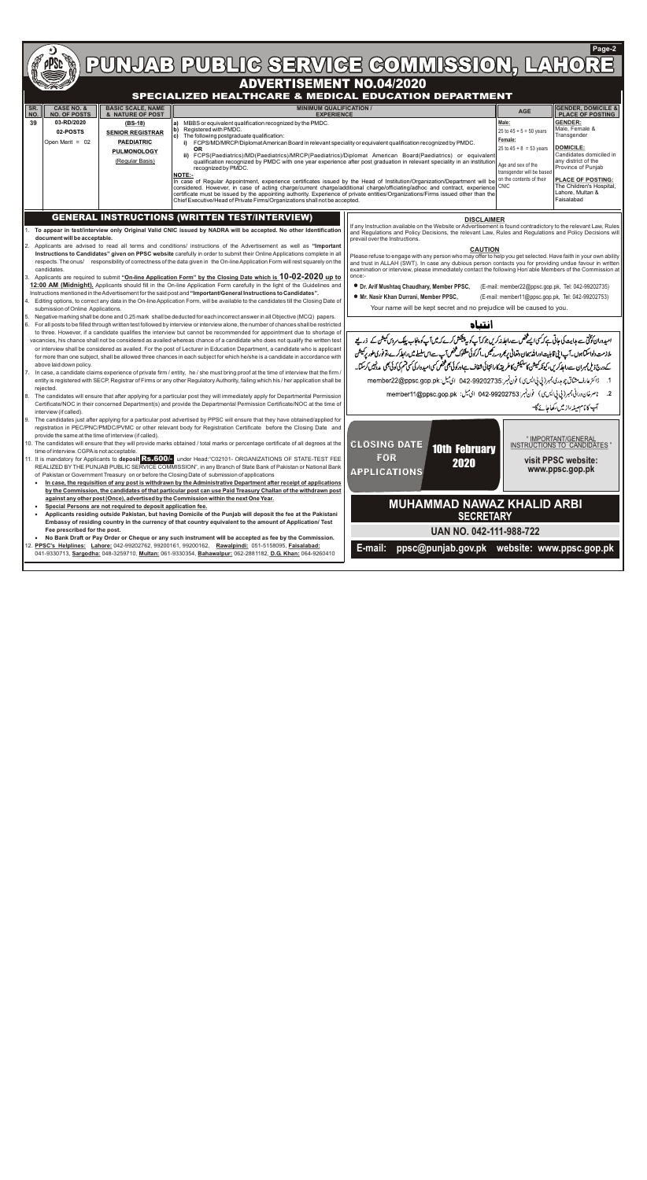# PUNJAB PUBLIC SERVICE COMMISSION, LAHORE

## ADVERTISEMENT NO.04/2020

### SPECIALIZED HEALTHCARE & MEDICAL EDUCATION DEPARTMENT

| SR. NO. | CASE NO. & NO. OF POSTS | BASIC SCALE, NAME & NATURE OF POST | MINIMUM QUALIFICATION / EXPERIENCE | AGE | GENDER, DOMICILE & PLACE OF POSTING |
|---|---|---|---|---|---|
| 39 | 03-RD/2020<br>02-POSTS<br>Open Merit = 02 | (BS-18)<br>SENIOR REGISTRAR<br>PAEDIATRIC PULMONOLOGY<br>(Regular Basis) | a) MBBS or equivalent qualification recognized by the PMDC.<br>b) Registered with PMDC.<br>c) The following postgraduate qualification:<br>i) FCPS/MD/MRCP/Diplomat American Board in relevant speciality or equivalent qualification recognized by PMDC.<br>OR<br>ii) FCPS(Paediatrics)/MD(Paediatrics)/MRCP(Paediatrics)/Diplomat American Board(Paediatrics) or equivalent qualification recognized by PMDC with one year experience after post graduation in relevant speciality in an institution recognized by PMDC.<br>NOTE:-<br>In case of Regular Appointment, experience certificates issued by the Head of Institution/Organization/Department will be considered. However, in case of acting charge/current charge/additional charge/officiating/adhoc and contract, experience certificate must be issued by the appointing authority. Experience of private entities/Organizations/Firms issued other than the Chief Executive/Head of Private Firms/Organizations shall not be accepted. | Male:<br>25 to 45 + 5 = 50 years<br>Female:<br>25 to 45 + 8 = 53 years<br>Age and sex of the transgender will be based on the contents of their CNIC | GENDER:<br>Male, Female & Transgender<br>DOMICILE:<br>Candidates domiciled in any district of the Province of Punjab<br>PLACE OF POSTING:<br>The Children's Hospital, Lahore, Multan & Faisalabad |

## GENERAL INSTRUCTIONS (WRITTEN TEST/INTERVIEW)

1. **To appear in test/interview only Original Valid CNIC issued by NADRA will be accepted. No other Identification document will be acceptable.**
2. Applicants are advised to read all terms and conditions/ instructions of the Advertisement as well as **"Important Instructions to Candidates"** given on PPSC website carefully in order to submit their Online Applications complete in all respects. The onus/ responsibility of correctness of the data given in the On-line Application Form will rest squarely on the candidates.
3. Applicants are required to submit **"On-line Application Form" by the Closing Date which is 10-02-2020 up to 12:00 AM (Midnight).** Applicants should fill in the On-line Application Form carefully in the light of the Guidelines and Instructions mentioned in the Advertisement for the said post and **"Important/General Instructions to Candidates".**
4. Editing options, to correct any data in the On-line Application Form, will be available to the candidates till the Closing Date of submission of Online Applications.
5. Negative marking shall be done and 0.25 mark shall be deducted for each incorrect answer in all Objective (MCQ) papers.
6. For all posts to be filled through written test followed by interview or interview alone, the number of chances shall be restricted to three. However, if a candidate qualifies the interview but cannot be recommended for appointment due to shortage of vacancies, his chance shall not be considered as availed whereas chance of a candidate who does not qualify the written test or interview shall be considered as availed. For the post of Lecturer in Education Department, a candidate who is applicant for more than one subject, shall be allowed three chances in each subject for which he/she is a candidate in accordance with above laid down policy.
7. In case, a candidate claims experience of private firm / entity, he / she must bring proof at the time of interview that the firm / entity is registered with SECP, Registrar of Firms or any other Regulatory Authority, failing which his / her application shall be rejected.
8. The candidates will ensure that after applying for a particular post they will immediately apply for Departmental Permission Certificate/NOC in their concerned Department(s) and provide the Departmental Permission Certificate/NOC at the time of interview (if called).
9. The candidates just after applying for a particular post advertised by PPSC will ensure that they have obtained/applied for registration in PEC/PNC/PMDC/PVMC or other relevant body for Registration Certificate before the Closing Date and provide the same at the time of interview (if called).
10. The candidates will ensure that they will provide marks obtained / total marks or percentage certificate of all degrees at the time of interview. CGPA is not acceptable.
11. It is mandatory for Applicants to **deposit Rs.600/-** under Head:"C02101- ORGANIZATIONS OF STATE-TEST FEE REALIZED BY THE PUNJAB PUBLIC SERVICE COMMISSION", in any Branch of State Bank of Pakistan or National Bank of Pakistan or Government Treasury on or before the Closing Date of submission of applications
    - **In case, the requisition of any post is withdrawn by the Administrative Department after receipt of applications by the Commission, the candidates of that particular post can use Paid Treasury Challan of the withdrawn post against any other post (Once), advertised by the Commission within the next One Year.**
    - **Special Persons are not required to deposit application fee.**
    - **Applicants residing outside Pakistan, but having Domicile of the Punjab will deposit the fee at the Pakistani Embassy of residing country in the currency of that country equivalent to the amount of Application/ Test Fee prescribed for the post.**
    - **No Bank Draft or Pay Order or Cheque or any such instrument will be accepted as fee by the Commission.**
12. **PPSC's Helplines:** **Lahore:** 042-99202762, 99200161, 99200162, **Rawalpindi:** 051-5158095, **Faisalabad:** 041-9330713, **Sargodha:** 048-3259710, **Multan:** 061-9330354, **Bahawalpur:** 062-2881182, **D.G. Khan:** 064-9260410

### DISCLAIMER

If any Instruction available on the Website or Advertisement is found contradictory to the relevant Law, Rules and Regulations and Policy Decisions, the relevant Law, Rules and Regulations and Policy Decisions will prevail over the Instructions.

### CAUTION

Please refuse to engage with any person who may offer to help you get selected. Have faith in your own ability and trust in ALLAH (SWT). In case any dubious person contacts you for providing undue favour in written examination or interview, please immediately contact the following Hon'able Members of the Commission at once:-

- **Dr. Arif Mushtaq Chaudhary, Member PPSC,** (E-mail: member22@ppsc.gop.pk, Tel: 042-99202735)
- **Mr. Nasir Khan Durrani, Member PPSC,** (E-mail: member11@ppsc.gop.pk, Tel: 042-99202753)

Your name will be kept secret and no prejudice will be caused to you.

### انتباہ

امیدواران کو تنبیہ کی جاتی ہے کہ کسی ایسے شخص سے رابطہ نہ کریں جو کہ آپ کو پیشکش کرے کہ میں آپ کو پنجاب پبلک سروس کمیشن کے ذریعے ملازمت دلوا سکتا ہوں۔ آپ اپنی قابلیت اور اللہ سبحان وتعالیٰ پر بھروسہ رکھیں۔ اگر کوئی مشکوک شخص آپ سے اس سلسلے میں رابطہ کرے تو فوری طور پر کمیشن کے درج ذیل ممبران سے رابطہ کریں، کیونکہ کمیشن کا طریقہ کار انتہائی شفاف ہے اور کوئی بھی شخص کسی امیدوار کی کسی قسم کی کوئی بھی مدد نہیں کر سکتا۔

1. ڈاکٹر عارف مشتاق چوہدری، ممبر (پی پی ایس سی) فون نمبر 042-99202735 ای میل: member22@ppsc.gop.pk
2. ناصر خان درانی، ممبر (پی پی ایس سی) فون نمبر 042-99202753 ای میل: member11@ppsc.gop.pk

آپ کا نام صیغہ راز میں رکھا جائے گا۔

**CLOSING DATE FOR APPLICATIONS** — **10th February 2020**

"IMPORTANT/GENERAL INSTRUCTIONS TO CANDIDATES"

**visit PPSC website: www.ppsc.gop.pk**

## MUHAMMAD NAWAZ KHALID ARBI

**SECRETARY**

**UAN NO. 042-111-988-722**

**E-mail: ppsc@punjab.gov.pk website: www.ppsc.gop.pk**